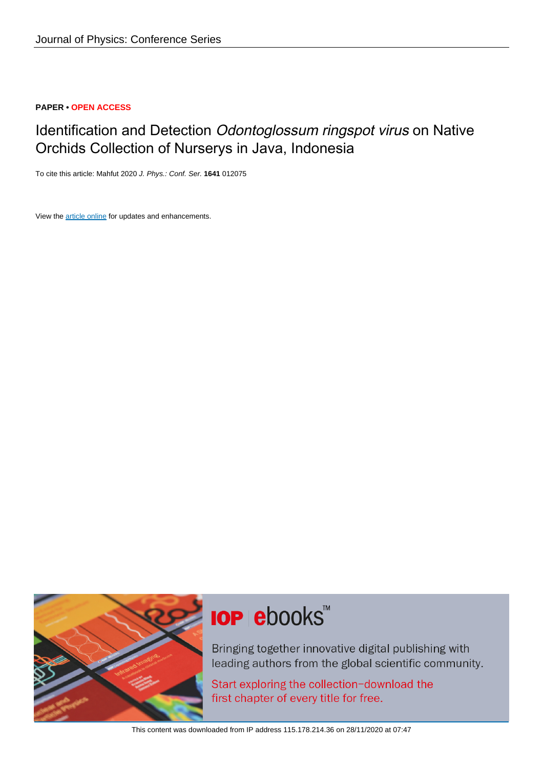Journal of Physics: Conference Series

**PAPER • OPEN ACCESS**

# Identification and Detection *Odontoglossum ringspot virus* on Native Orchids Collection of Nurserys in Java, Indonesia

To cite this article: Mahfut 2020 *J. Phys.: Conf. Ser.* **1641** 012075

View the article online for updates and enhancements.

This content was downloaded from IP address 115.178.214.36 on 28/11/2020 at 07:47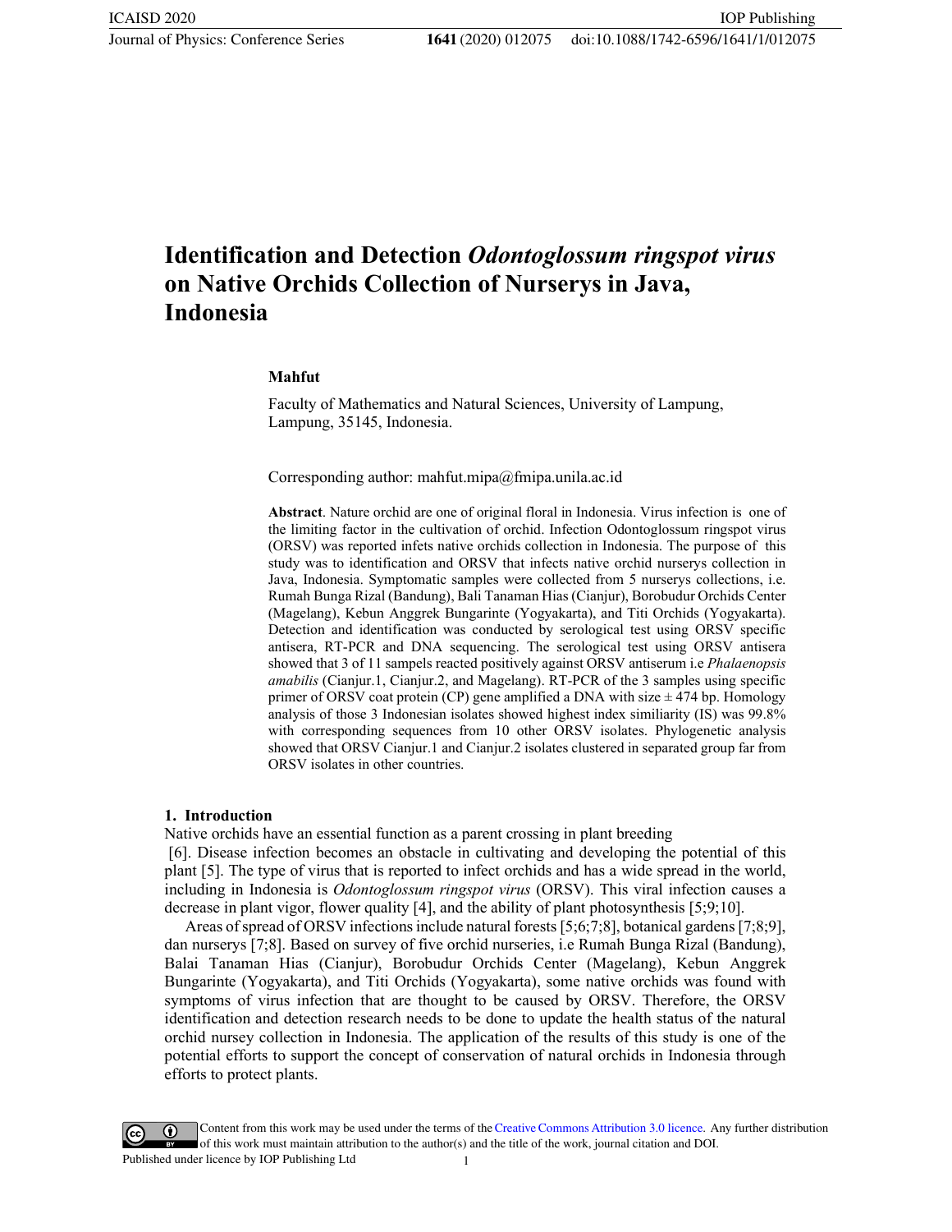# Identification and Detection *Odontoglossum ringspot virus* on Native Orchids Collection of Nurserys in Java, Indonesia

**Mahfut**

Faculty of Mathematics and Natural Sciences, University of Lampung, Lampung, 35145, Indonesia.

Corresponding author: mahfut.mipa@fmipa.unila.ac.id

**Abstract**. Nature orchid are one of original floral in Indonesia. Virus infection is one of the limiting factor in the cultivation of orchid. Infection Odontoglossum ringspot virus (ORSV) was reported infets native orchids collection in Indonesia. The purpose of this study was to identification and ORSV that infects native orchid nurserys collection in Java, Indonesia. Symptomatic samples were collected from 5 nurserys collections, i.e. Rumah Bunga Rizal (Bandung), Bali Tanaman Hias (Cianjur), Borobudur Orchids Center (Magelang), Kebun Anggrek Bungarinte (Yogyakarta), and Titi Orchids (Yogyakarta). Detection and identification was conducted by serological test using ORSV specific antisera, RT-PCR and DNA sequencing. The serological test using ORSV antisera showed that 3 of 11 sampels reacted positively against ORSV antiserum i.e *Phalaenopsis amabilis* (Cianjur.1, Cianjur.2, and Magelang). RT-PCR of the 3 samples using specific primer of ORSV coat protein (CP) gene amplified a DNA with size ± 474 bp. Homology analysis of those 3 Indonesian isolates showed highest index similiarity (IS) was 99.8% with corresponding sequences from 10 other ORSV isolates. Phylogenetic analysis showed that ORSV Cianjur.1 and Cianjur.2 isolates clustered in separated group far from ORSV isolates in other countries.

## 1. Introduction

Native orchids have an essential function as a parent crossing in plant breeding [6]. Disease infection becomes an obstacle in cultivating and developing the potential of this plant [5]. The type of virus that is reported to infect orchids and has a wide spread in the world, including in Indonesia is *Odontoglossum ringspot virus* (ORSV). This viral infection causes a decrease in plant vigor, flower quality [4], and the ability of plant photosynthesis [5;9;10].

Areas of spread of ORSV infections include natural forests [5;6;7;8], botanical gardens [7;8;9], dan nurserys [7;8]. Based on survey of five orchid nurseries, i.e Rumah Bunga Rizal (Bandung), Balai Tanaman Hias (Cianjur), Borobudur Orchids Center (Magelang), Kebun Anggrek Bungarinte (Yogyakarta), and Titi Orchids (Yogyakarta), some native orchids was found with symptoms of virus infection that are thought to be caused by ORSV. Therefore, the ORSV identification and detection research needs to be done to update the health status of the natural orchid nursey collection in Indonesia. The application of the results of this study is one of the potential efforts to support the concept of conservation of natural orchids in Indonesia through efforts to protect plants.

Content from this work may be used under the terms of the Creative Commons Attribution 3.0 licence. Any further distribution of this work must maintain attribution to the author(s) and the title of the work, journal citation and DOI.
Published under licence by IOP Publishing Ltd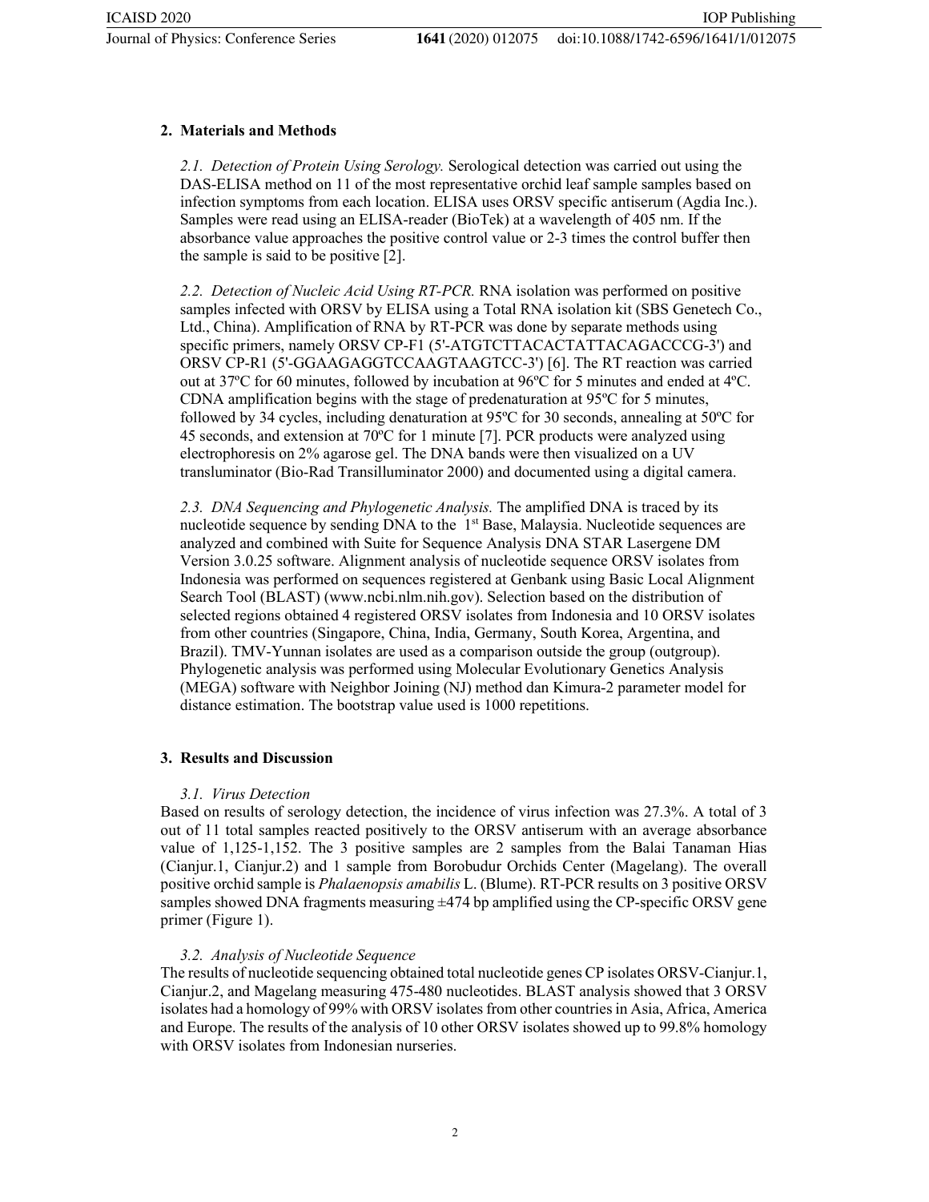## 2. Materials and Methods

*2.1. Detection of Protein Using Serology.* Serological detection was carried out using the DAS-ELISA method on 11 of the most representative orchid leaf sample samples based on infection symptoms from each location. ELISA uses ORSV specific antiserum (Agdia Inc.). Samples were read using an ELISA-reader (BioTek) at a wavelength of 405 nm. If the absorbance value approaches the positive control value or 2-3 times the control buffer then the sample is said to be positive [2].

*2.2. Detection of Nucleic Acid Using RT-PCR.* RNA isolation was performed on positive samples infected with ORSV by ELISA using a Total RNA isolation kit (SBS Genetech Co., Ltd., China). Amplification of RNA by RT-PCR was done by separate methods using specific primers, namely ORSV CP-F1 (5'-ATGTCTTACACTATTACAGACCCG-3') and ORSV CP-R1 (5'-GGAAGAGGTCCAAGTAAGTCC-3') [6]. The RT reaction was carried out at 37ºC for 60 minutes, followed by incubation at 96ºC for 5 minutes and ended at 4ºC. CDNA amplification begins with the stage of predenaturation at 95ºC for 5 minutes, followed by 34 cycles, including denaturation at 95ºC for 30 seconds, annealing at 50ºC for 45 seconds, and extension at 70ºC for 1 minute [7]. PCR products were analyzed using electrophoresis on 2% agarose gel. The DNA bands were then visualized on a UV transluminator (Bio-Rad Transilluminator 2000) and documented using a digital camera.

*2.3. DNA Sequencing and Phylogenetic Analysis.* The amplified DNA is traced by its nucleotide sequence by sending DNA to the 1st Base, Malaysia. Nucleotide sequences are analyzed and combined with Suite for Sequence Analysis DNA STAR Lasergene DM Version 3.0.25 software. Alignment analysis of nucleotide sequence ORSV isolates from Indonesia was performed on sequences registered at Genbank using Basic Local Alignment Search Tool (BLAST) (www.ncbi.nlm.nih.gov). Selection based on the distribution of selected regions obtained 4 registered ORSV isolates from Indonesia and 10 ORSV isolates from other countries (Singapore, China, India, Germany, South Korea, Argentina, and Brazil). TMV-Yunnan isolates are used as a comparison outside the group (outgroup). Phylogenetic analysis was performed using Molecular Evolutionary Genetics Analysis (MEGA) software with Neighbor Joining (NJ) method dan Kimura-2 parameter model for distance estimation. The bootstrap value used is 1000 repetitions.

## 3. Results and Discussion

*3.1. Virus Detection*

Based on results of serology detection, the incidence of virus infection was 27.3%. A total of 3 out of 11 total samples reacted positively to the ORSV antiserum with an average absorbance value of 1,125-1,152. The 3 positive samples are 2 samples from the Balai Tanaman Hias (Cianjur.1, Cianjur.2) and 1 sample from Borobudur Orchids Center (Magelang). The overall positive orchid sample is *Phalaenopsis amabilis* L. (Blume). RT-PCR results on 3 positive ORSV samples showed DNA fragments measuring ±474 bp amplified using the CP-specific ORSV gene primer (Figure 1).

*3.2. Analysis of Nucleotide Sequence*

The results of nucleotide sequencing obtained total nucleotide genes CP isolates ORSV-Cianjur.1, Cianjur.2, and Magelang measuring 475-480 nucleotides. BLAST analysis showed that 3 ORSV isolates had a homology of 99% with ORSV isolates from other countries in Asia, Africa, America and Europe. The results of the analysis of 10 other ORSV isolates showed up to 99.8% homology with ORSV isolates from Indonesian nurseries.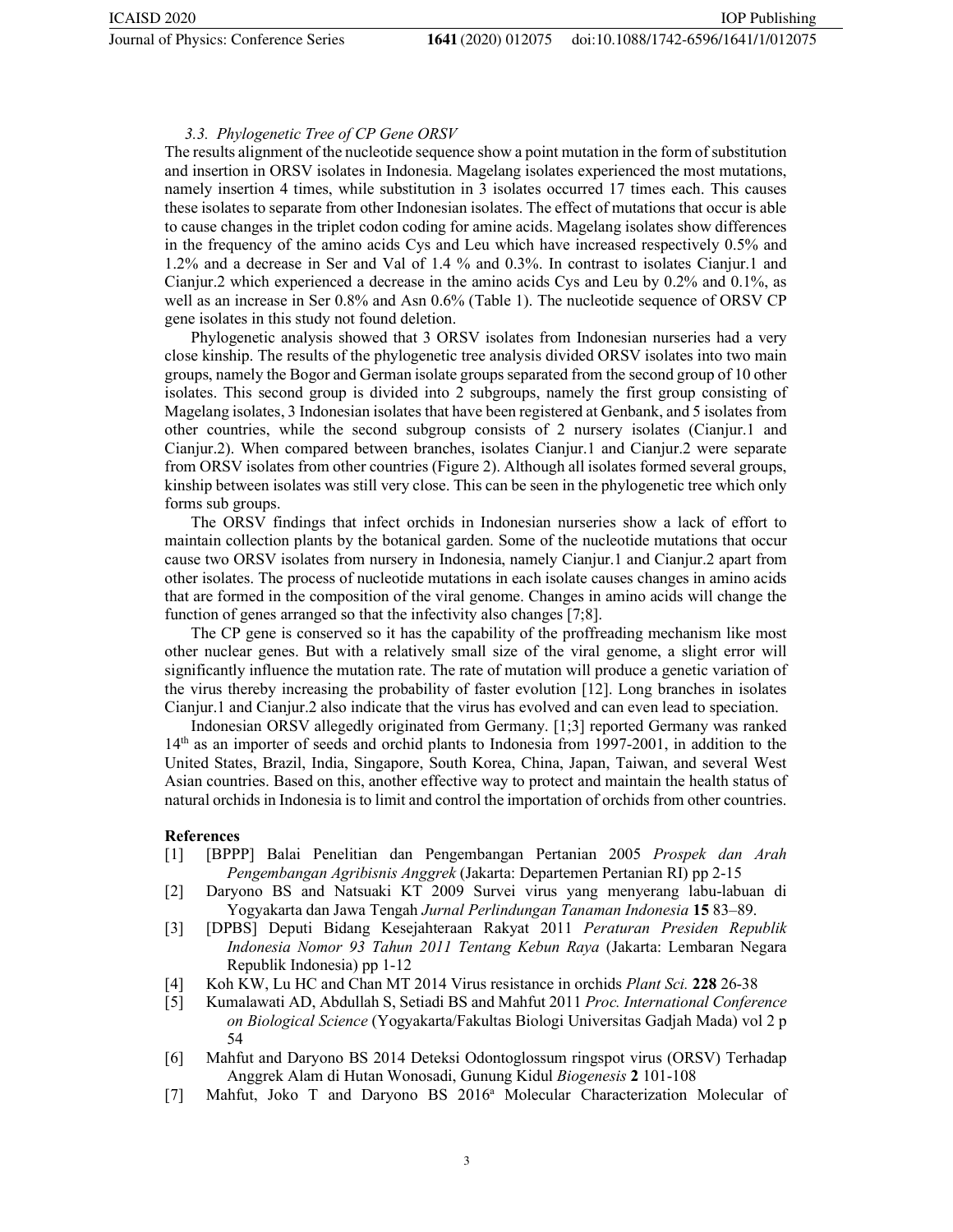### 3.3. Phylogenetic Tree of CP Gene ORSV

The results alignment of the nucleotide sequence show a point mutation in the form of substitution and insertion in ORSV isolates in Indonesia. Magelang isolates experienced the most mutations, namely insertion 4 times, while substitution in 3 isolates occurred 17 times each. This causes these isolates to separate from other Indonesian isolates. The effect of mutations that occur is able to cause changes in the triplet codon coding for amine acids. Magelang isolates show differences in the frequency of the amino acids Cys and Leu which have increased respectively 0.5% and 1.2% and a decrease in Ser and Val of 1.4 % and 0.3%. In contrast to isolates Cianjur.1 and Cianjur.2 which experienced a decrease in the amino acids Cys and Leu by 0.2% and 0.1%, as well as an increase in Ser 0.8% and Asn 0.6% (Table 1). The nucleotide sequence of ORSV CP gene isolates in this study not found deletion.

Phylogenetic analysis showed that 3 ORSV isolates from Indonesian nurseries had a very close kinship. The results of the phylogenetic tree analysis divided ORSV isolates into two main groups, namely the Bogor and German isolate groups separated from the second group of 10 other isolates. This second group is divided into 2 subgroups, namely the first group consisting of Magelang isolates, 3 Indonesian isolates that have been registered at Genbank, and 5 isolates from other countries, while the second subgroup consists of 2 nursery isolates (Cianjur.1 and Cianjur.2). When compared between branches, isolates Cianjur.1 and Cianjur.2 were separate from ORSV isolates from other countries (Figure 2). Although all isolates formed several groups, kinship between isolates was still very close. This can be seen in the phylogenetic tree which only forms sub groups.

The ORSV findings that infect orchids in Indonesian nurseries show a lack of effort to maintain collection plants by the botanical garden. Some of the nucleotide mutations that occur cause two ORSV isolates from nursery in Indonesia, namely Cianjur.1 and Cianjur.2 apart from other isolates. The process of nucleotide mutations in each isolate causes changes in amino acids that are formed in the composition of the viral genome. Changes in amino acids will change the function of genes arranged so that the infectivity also changes [7;8].

The CP gene is conserved so it has the capability of the proffreading mechanism like most other nuclear genes. But with a relatively small size of the viral genome, a slight error will significantly influence the mutation rate. The rate of mutation will produce a genetic variation of the virus thereby increasing the probability of faster evolution [12]. Long branches in isolates Cianjur.1 and Cianjur.2 also indicate that the virus has evolved and can even lead to speciation.

Indonesian ORSV allegedly originated from Germany. [1;3] reported Germany was ranked 14th as an importer of seeds and orchid plants to Indonesia from 1997-2001, in addition to the United States, Brazil, India, Singapore, South Korea, China, Japan, Taiwan, and several West Asian countries. Based on this, another effective way to protect and maintain the health status of natural orchids in Indonesia is to limit and control the importation of orchids from other countries.

**References**

[1] [BPPP] Balai Penelitian dan Pengembangan Pertanian 2005 *Prospek dan Arah Pengembangan Agribisnis Anggrek* (Jakarta: Departemen Pertanian RI) pp 2-15

[2] Daryono BS and Natsuaki KT 2009 Survei virus yang menyerang labu-labuan di Yogyakarta dan Jawa Tengah *Jurnal Perlindungan Tanaman Indonesia* **15** 83–89.

[3] [DPBS] Deputi Bidang Kesejahteraan Rakyat 2011 *Peraturan Presiden Republik Indonesia Nomor 93 Tahun 2011 Tentang Kebun Raya* (Jakarta: Lembaran Negara Republik Indonesia) pp 1-12

[4] Koh KW, Lu HC and Chan MT 2014 Virus resistance in orchids *Plant Sci.* **228** 26-38

[5] Kumalawati AD, Abdullah S, Setiadi BS and Mahfut 2011 *Proc. International Conference on Biological Science* (Yogyakarta/Fakultas Biologi Universitas Gadjah Mada) vol 2 p 54

[6] Mahfut and Daryono BS 2014 Deteksi Odontoglossum ringspot virus (ORSV) Terhadap Anggrek Alam di Hutan Wonosadi, Gunung Kidul *Biogenesis* **2** 101-108

[7] Mahfut, Joko T and Daryono BS 2016[a] Molecular Characterization Molecular of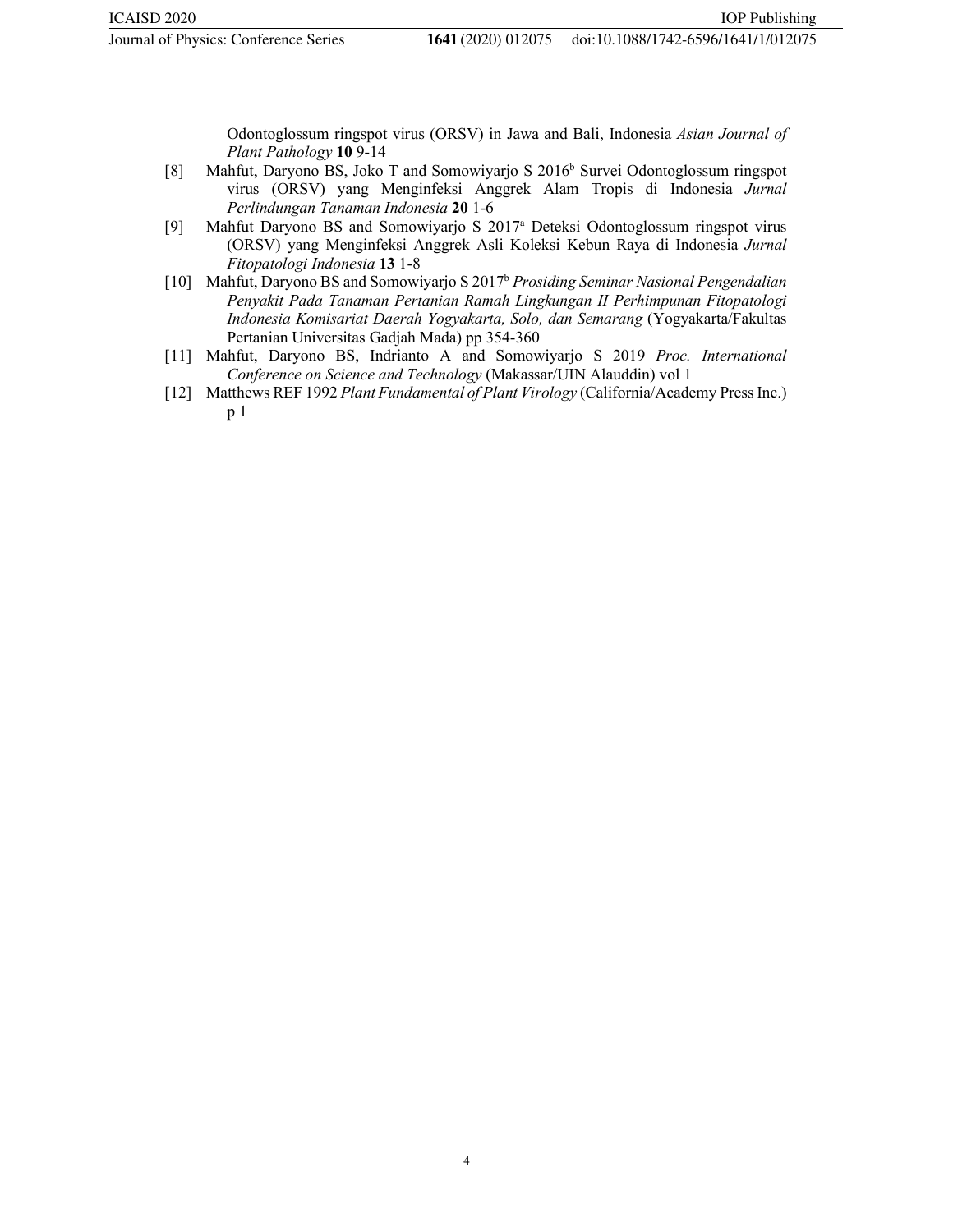Odontoglossum ringspot virus (ORSV) in Jawa and Bali, Indonesia *Asian Journal of Plant Pathology* **10** 9-14

[8] Mahfut, Daryono BS, Joko T and Somowiyarjo S 2016[b] Survei Odontoglossum ringspot virus (ORSV) yang Menginfeksi Anggrek Alam Tropis di Indonesia *Jurnal Perlindungan Tanaman Indonesia* **20** 1-6

[9] Mahfut Daryono BS and Somowiyarjo S 2017[a] Deteksi Odontoglossum ringspot virus (ORSV) yang Menginfeksi Anggrek Asli Koleksi Kebun Raya di Indonesia *Jurnal Fitopatologi Indonesia* **13** 1-8

[10] Mahfut, Daryono BS and Somowiyarjo S 2017[b] *Prosiding Seminar Nasional Pengendalian Penyakit Pada Tanaman Pertanian Ramah Lingkungan II Perhimpunan Fitopatologi Indonesia Komisariat Daerah Yogyakarta, Solo, dan Semarang* (Yogyakarta/Fakultas Pertanian Universitas Gadjah Mada) pp 354-360

[11] Mahfut, Daryono BS, Indrianto A and Somowiyarjo S 2019 *Proc. International Conference on Science and Technology* (Makassar/UIN Alauddin) vol 1

[12] Matthews REF 1992 *Plant Fundamental of Plant Virology* (California/Academy Press Inc.) p 1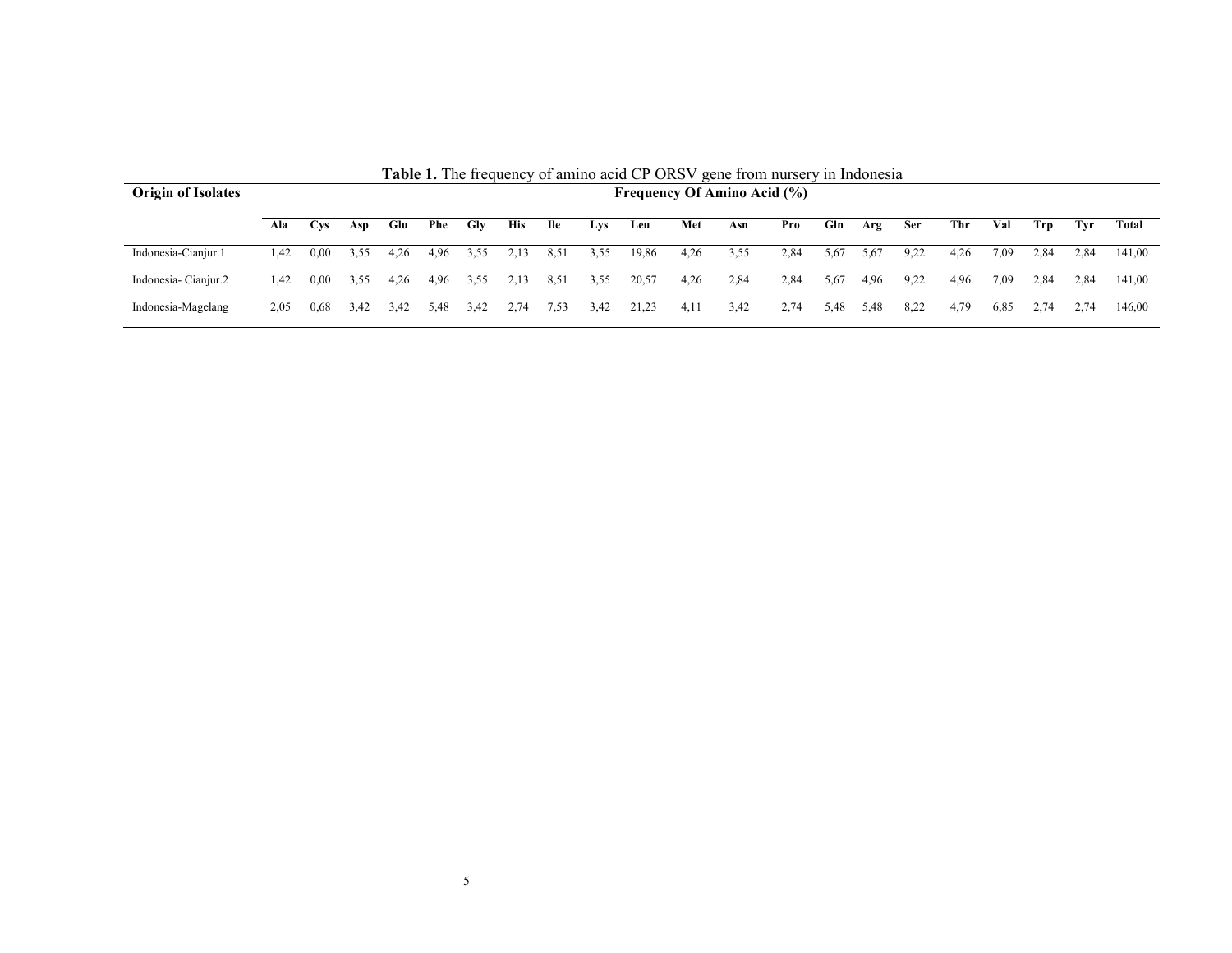**Table 1.** The frequency of amino acid CP ORSV gene from nursery in Indonesia

| Origin of Isolates | Frequency Of Amino Acid (%) | | | | | | | | | | | | | | | | | | | | |
|---|---|---|---|---|---|---|---|---|---|---|---|---|---|---|---|---|---|---|---|---|---|
| | Ala | Cys | Asp | Glu | Phe | Gly | His | Ile | Lys | Leu | Met | Asn | Pro | Gln | Arg | Ser | Thr | Val | Trp | Tyr | Total |
| Indonesia-Cianjur.1 | 1,42 | 0,00 | 3,55 | 4,26 | 4,96 | 3,55 | 2,13 | 8,51 | 3,55 | 19,86 | 4,26 | 3,55 | 2,84 | 5,67 | 5,67 | 9,22 | 4,26 | 7,09 | 2,84 | 2,84 | 141,00 |
| Indonesia- Cianjur.2 | 1,42 | 0,00 | 3,55 | 4,26 | 4,96 | 3,55 | 2,13 | 8,51 | 3,55 | 20,57 | 4,26 | 2,84 | 2,84 | 5,67 | 4,96 | 9,22 | 4,96 | 7,09 | 2,84 | 2,84 | 141,00 |
| Indonesia-Magelang | 2,05 | 0,68 | 3,42 | 3,42 | 5,48 | 3,42 | 2,74 | 7,53 | 3,42 | 21,23 | 4,11 | 3,42 | 2,74 | 5,48 | 5,48 | 8,22 | 4,79 | 6,85 | 2,74 | 2,74 | 146,00 |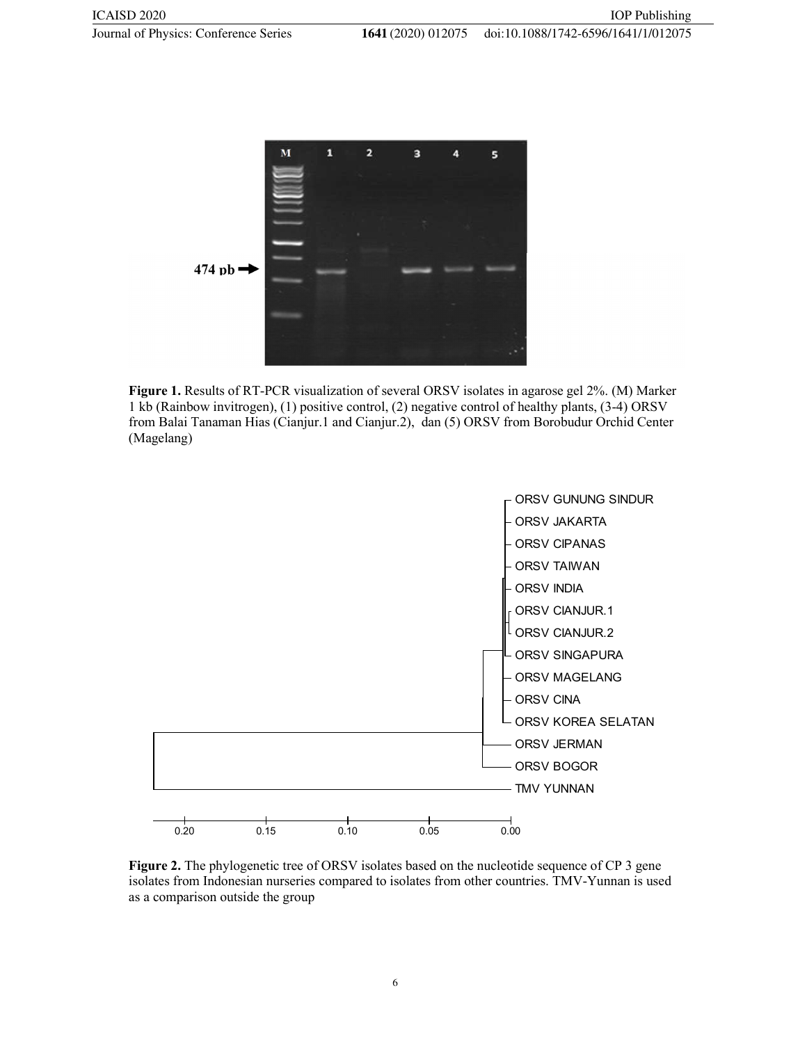M 1 2 3 4 5

474 pb

**Figure 1.** Results of RT-PCR visualization of several ORSV isolates in agarose gel 2%. (M) Marker 1 kb (Rainbow invitrogen), (1) positive control, (2) negative control of healthy plants, (3-4) ORSV from Balai Tanaman Hias (Cianjur.1 and Cianjur.2), dan (5) ORSV from Borobudur Orchid Center (Magelang)

ORSV GUNUNG SINDUR
ORSV JAKARTA
ORSV CIPANAS
ORSV TAIWAN
ORSV INDIA
ORSV CIANJUR.1
ORSV CIANJUR.2
ORSV SINGAPURA
ORSV MAGELANG
ORSV CINA
ORSV KOREA SELATAN
ORSV JERMAN
ORSV BOGOR
TMV YUNNAN

0.20 0.15 0.10 0.05 0.00

**Figure 2.** The phylogenetic tree of ORSV isolates based on the nucleotide sequence of CP 3 gene isolates from Indonesian nurseries compared to isolates from other countries. TMV-Yunnan is used as a comparison outside the group